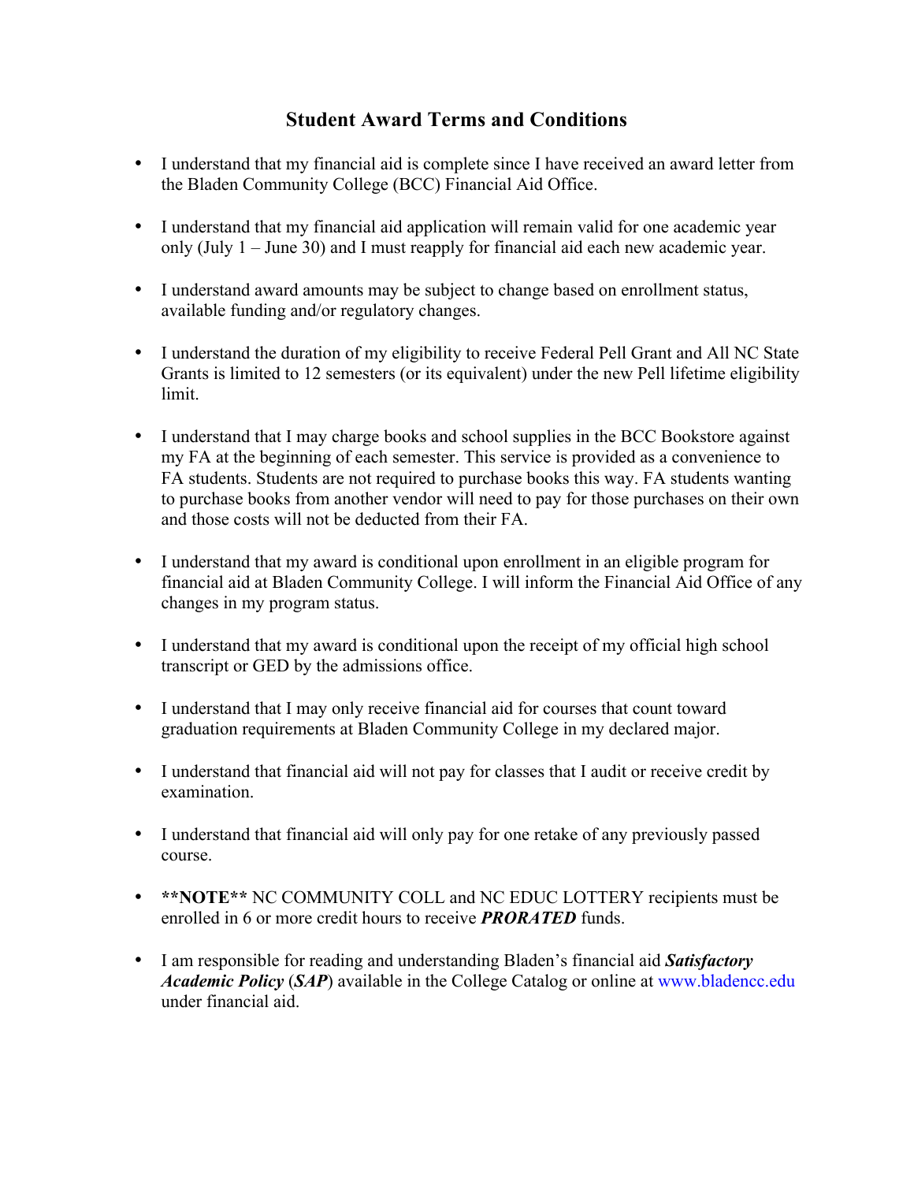## Student Award Terms and Conditions

- I understand that my financial aid is complete since I have received an award letter from the Bladen Community College (BCC) Financial Aid Office.
- I understand that my financial aid application will remain valid for one academic year only (July 1 – June 30) and I must reapply for financial aid each new academic year.
- I understand award amounts may be subject to change based on enrollment status, available funding and/or regulatory changes.
- I understand the duration of my eligibility to receive Federal Pell Grant and All NC State Grants is limited to 12 semesters (or its equivalent) under the new Pell lifetime eligibility limit.
- I understand that I may charge books and school supplies in the BCC Bookstore against my FA at the beginning of each semester. This service is provided as a convenience to FA students. Students are not required to purchase books this way. FA students wanting to purchase books from another vendor will need to pay for those purchases on their own and those costs will not be deducted from their FA.
- I understand that my award is conditional upon enrollment in an eligible program for financial aid at Bladen Community College. I will inform the Financial Aid Office of any changes in my program status.
- I understand that my award is conditional upon the receipt of my official high school transcript or GED by the admissions office.
- I understand that I may only receive financial aid for courses that count toward graduation requirements at Bladen Community College in my declared major.
- I understand that financial aid will not pay for classes that I audit or receive credit by examination.
- I understand that financial aid will only pay for one retake of any previously passed course.
- **\*\*NOTE\*\*** NC COMMUNITY COLL and NC EDUC LOTTERY recipients must be enrolled in 6 or more credit hours to receive ***PRORATED*** funds.
- I am responsible for reading and understanding Bladen's financial aid ***Satisfactory Academic Policy*** (***SAP***) available in the College Catalog or online at www.bladencc.edu under financial aid.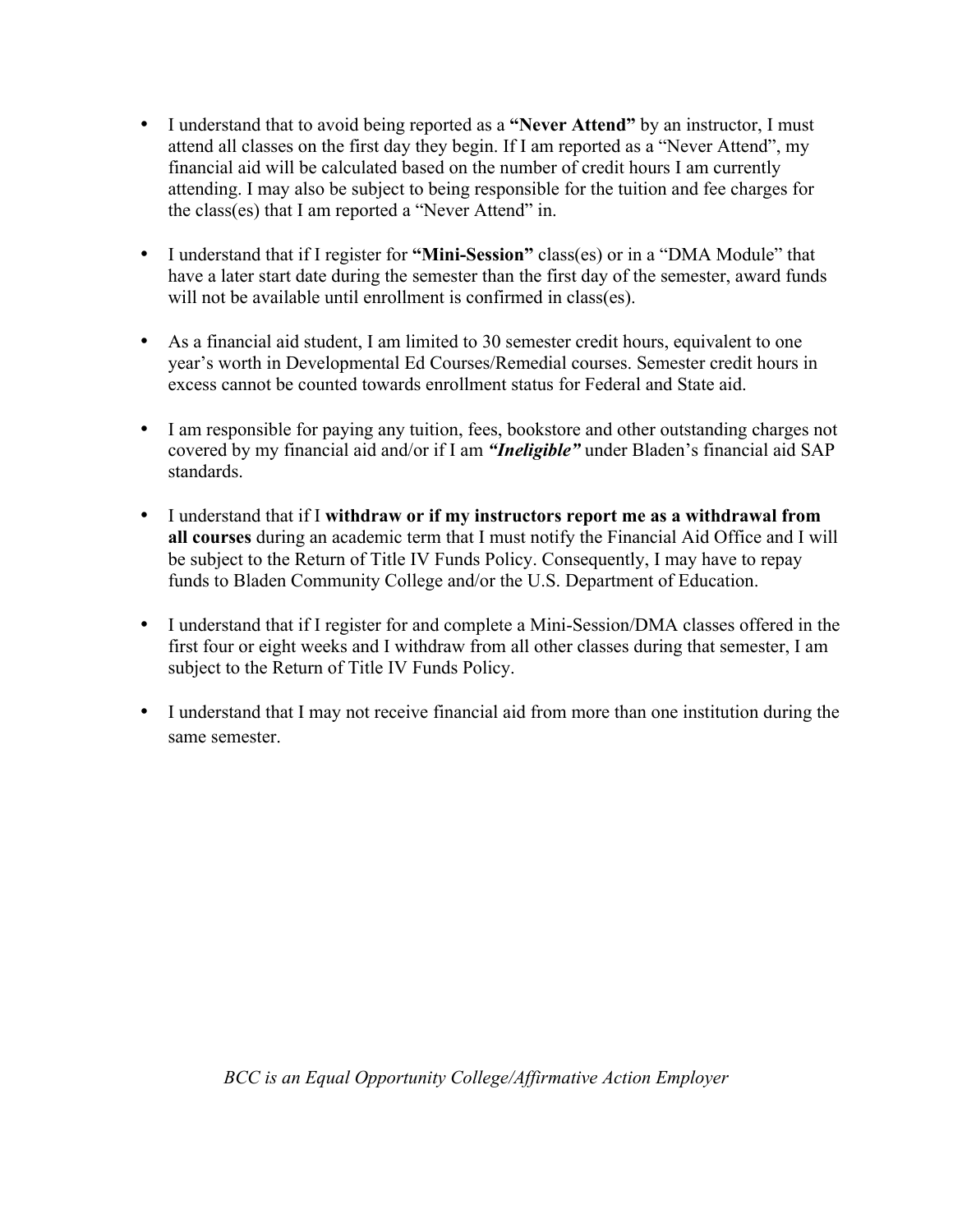- I understand that to avoid being reported as a **"Never Attend"** by an instructor, I must attend all classes on the first day they begin. If I am reported as a "Never Attend", my financial aid will be calculated based on the number of credit hours I am currently attending. I may also be subject to being responsible for the tuition and fee charges for the class(es) that I am reported a "Never Attend" in.

- I understand that if I register for **"Mini-Session"** class(es) or in a "DMA Module" that have a later start date during the semester than the first day of the semester, award funds will not be available until enrollment is confirmed in class(es).

- As a financial aid student, I am limited to 30 semester credit hours, equivalent to one year's worth in Developmental Ed Courses/Remedial courses. Semester credit hours in excess cannot be counted towards enrollment status for Federal and State aid.

- I am responsible for paying any tuition, fees, bookstore and other outstanding charges not covered by my financial aid and/or if I am ***"Ineligible"*** under Bladen's financial aid SAP standards.

- I understand that if I **withdraw or if my instructors report me as a withdrawal from all courses** during an academic term that I must notify the Financial Aid Office and I will be subject to the Return of Title IV Funds Policy. Consequently, I may have to repay funds to Bladen Community College and/or the U.S. Department of Education.

- I understand that if I register for and complete a Mini-Session/DMA classes offered in the first four or eight weeks and I withdraw from all other classes during that semester, I am subject to the Return of Title IV Funds Policy.

- I understand that I may not receive financial aid from more than one institution during the same semester.

*BCC is an Equal Opportunity College/Affirmative Action Employer*